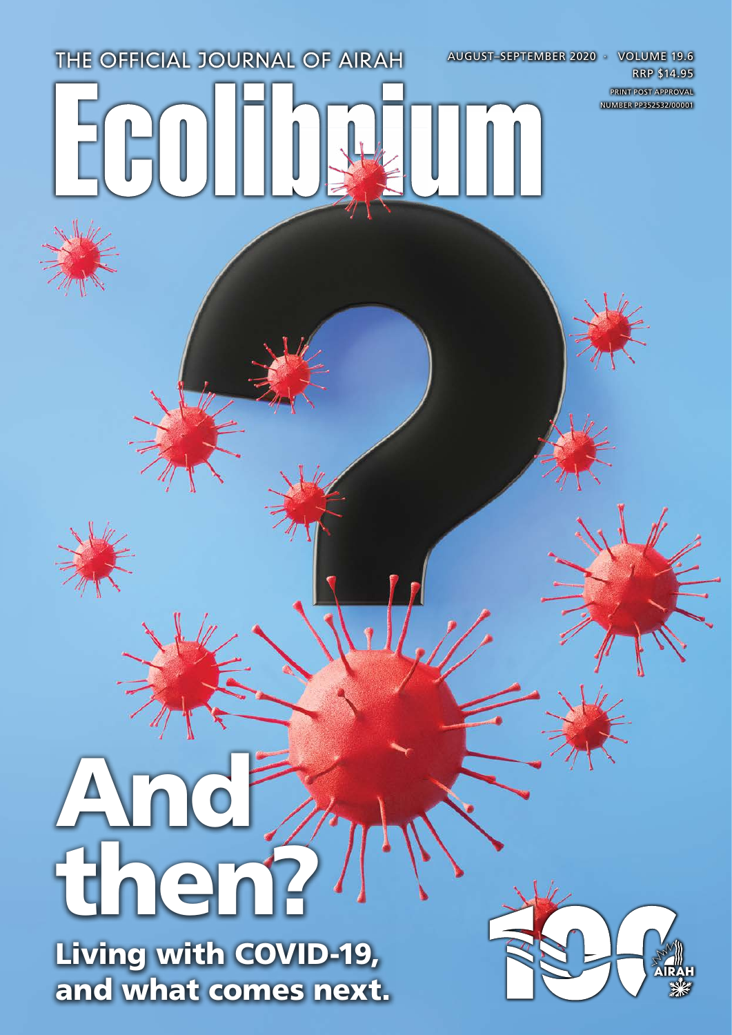THE OFFICIAL JOURNAL OF AIRAH

AUGUST–SEPTEMBER 2020 · VOLUME 19.6

RRP $14.95

PRINT POST APPROVAL NUMBER PP352532/00001

# Ecolibrium

# And then?

## Living with COVID-19, and what comes next.

100 AIRAH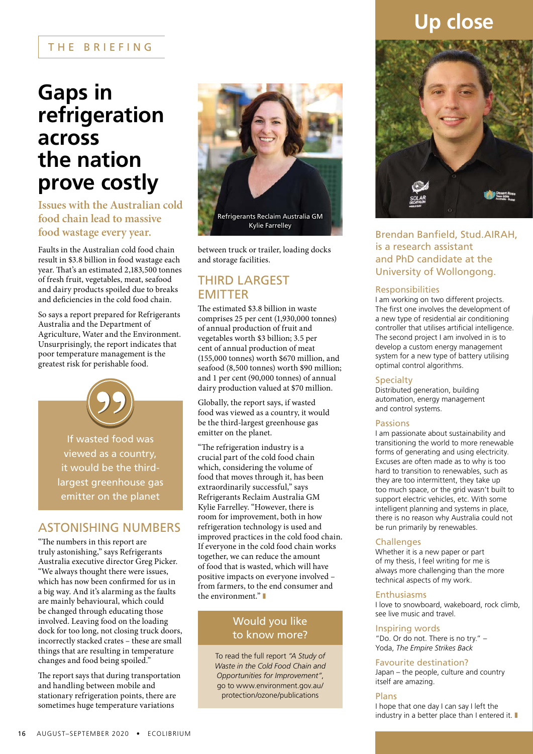THE BRIEFING

# Gaps in refrigeration across the nation prove costly

**Issues with the Australian cold food chain lead to massive food wastage every year.**

Faults in the Australian cold food chain result in $3.8 billion in food wastage each year. That's an estimated 2,183,500 tonnes of fresh fruit, vegetables, meat, seafood and dairy products spoiled due to breaks and deficiencies in the cold food chain.

So says a report prepared for Refrigerants Australia and the Department of Agriculture, Water and the Environment. Unsurprisingly, the report indicates that poor temperature management is the greatest risk for perishable food.

> If wasted food was viewed as a country, it would be the third-largest greenhouse gas emitter on the planet

## ASTONISHING NUMBERS

"The numbers in this report are truly astonishing," says Refrigerants Australia executive director Greg Picker. "We always thought there were issues, which has now been confirmed for us in a big way. And it's alarming as the faults are mainly behavioural, which could be changed through educating those involved. Leaving food on the loading dock for too long, not closing truck doors, incorrectly stacked crates – these are small things that are resulting in temperature changes and food being spoiled."

The report says that during transportation and handling between mobile and stationary refrigeration points, there are sometimes huge temperature variations between truck or trailer, loading docks and storage facilities.

Refrigerants Reclaim Australia GM Kylie Farrelley

## THIRD LARGEST EMITTER

The estimated $3.8 billion in waste comprises 25 per cent (1,930,000 tonnes) of annual production of fruit and vegetables worth $3 billion; 3.5 per cent of annual production of meat (155,000 tonnes) worth $670 million, and seafood (8,500 tonnes) worth $90 million; and 1 per cent (90,000 tonnes) of annual dairy production valued at $70 million.

Globally, the report says, if wasted food was viewed as a country, it would be the third-largest greenhouse gas emitter on the planet.

"The refrigeration industry is a crucial part of the cold food chain which, considering the volume of food that moves through it, has been extraordinarily successful," says Refrigerants Reclaim Australia GM Kylie Farrelley. "However, there is room for improvement, both in how refrigeration technology is used and improved practices in the cold food chain. If everyone in the cold food chain works together, we can reduce the amount of food that is wasted, which will have positive impacts on everyone involved – from farmers, to the end consumer and the environment."

### Would you like to know more?

To read the full report *"A Study of Waste in the Cold Food Chain and Opportunities for Improvement"*, go to www.environment.gov.au/protection/ozone/publications

# Up close

**Brendan Banfield, Stud.AIRAH, is a research assistant and PhD candidate at the University of Wollongong.**

### Responsibilities

I am working on two different projects. The first one involves the development of a new type of residential air conditioning controller that utilises artificial intelligence. The second project I am involved in is to develop a custom energy management system for a new type of battery utilising optimal control algorithms.

### Specialty

Distributed generation, building automation, energy management and control systems.

### Passions

I am passionate about sustainability and transitioning the world to more renewable forms of generating and using electricity. Excuses are often made as to why is too hard to transition to renewables, such as they are too intermittent, they take up too much space, or the grid wasn't built to support electric vehicles, etc. With some intelligent planning and systems in place, there is no reason why Australia could not be run primarily by renewables.

### Challenges

Whether it is a new paper or part of my thesis, I feel writing for me is always more challenging than the more technical aspects of my work.

### Enthusiasms

I love to snowboard, wakeboard, rock climb, see live music and travel.

### Inspiring words

"Do. Or do not. There is no try." – Yoda, *The Empire Strikes Back*

### Favourite destination?

Japan – the people, culture and country itself are amazing.

### Plans

I hope that one day I can say I left the industry in a better place than I entered it.